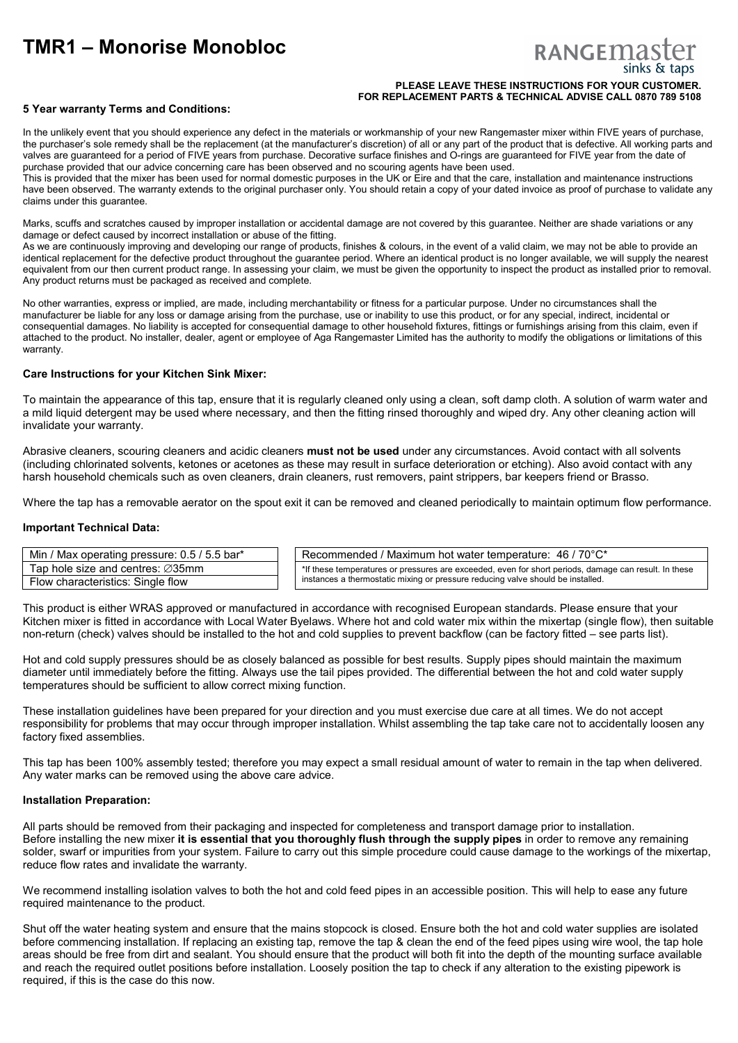# TMR1 – Monorise Monobloc

RANGEmaster sinks & taps

**PLEASE LEAVE THESE INSTRUCTIONS FOR YOUR CUSTOMER.**
**FOR REPLACEMENT PARTS & TECHNICAL ADVISE CALL 0870 789 5108**

**5 Year warranty Terms and Conditions:**

In the unlikely event that you should experience any defect in the materials or workmanship of your new Rangemaster mixer within FIVE years of purchase, the purchaser's sole remedy shall be the replacement (at the manufacturer's discretion) of all or any part of the product that is defective. All working parts and valves are guaranteed for a period of FIVE years from purchase. Decorative surface finishes and O-rings are guaranteed for FIVE year from the date of purchase provided that our advice concerning care has been observed and no scouring agents have been used.
This is provided that the mixer has been used for normal domestic purposes in the UK or Eire and that the care, installation and maintenance instructions have been observed. The warranty extends to the original purchaser only. You should retain a copy of your dated invoice as proof of purchase to validate any claims under this guarantee.

Marks, scuffs and scratches caused by improper installation or accidental damage are not covered by this guarantee. Neither are shade variations or any damage or defect caused by incorrect installation or abuse of the fitting.
As we are continuously improving and developing our range of products, finishes & colours, in the event of a valid claim, we may not be able to provide an identical replacement for the defective product throughout the guarantee period. Where an identical product is no longer available, we will supply the nearest equivalent from our then current product range. In assessing your claim, we must be given the opportunity to inspect the product as installed prior to removal. Any product returns must be packaged as received and complete.

No other warranties, express or implied, are made, including merchantability or fitness for a particular purpose. Under no circumstances shall the manufacturer be liable for any loss or damage arising from the purchase, use or inability to use this product, or for any special, indirect, incidental or consequential damages. No liability is accepted for consequential damage to other household fixtures, fittings or furnishings arising from this claim, even if attached to the product. No installer, dealer, agent or employee of Aga Rangemaster Limited has the authority to modify the obligations or limitations of this warranty.

**Care Instructions for your Kitchen Sink Mixer:**

To maintain the appearance of this tap, ensure that it is regularly cleaned only using a clean, soft damp cloth. A solution of warm water and a mild liquid detergent may be used where necessary, and then the fitting rinsed thoroughly and wiped dry. Any other cleaning action will invalidate your warranty.

Abrasive cleaners, scouring cleaners and acidic cleaners **must not be used** under any circumstances. Avoid contact with all solvents (including chlorinated solvents, ketones or acetones as these may result in surface deterioration or etching). Also avoid contact with any harsh household chemicals such as oven cleaners, drain cleaners, rust removers, paint strippers, bar keepers friend or Brasso.

Where the tap has a removable aerator on the spout exit it can be removed and cleaned periodically to maintain optimum flow performance.

**Important Technical Data:**

| |
|---|
| Min / Max operating pressure: 0.5 / 5.5 bar* |
| Tap hole size and centres: ∅35mm |
| Flow characteristics: Single flow |

| |
|---|
| Recommended / Maximum hot water temperature: 46 / 70°C* |
| *If these temperatures or pressures are exceeded, even for short periods, damage can result. In these instances a thermostatic mixing or pressure reducing valve should be installed. |

This product is either WRAS approved or manufactured in accordance with recognised European standards. Please ensure that your Kitchen mixer is fitted in accordance with Local Water Byelaws. Where hot and cold water mix within the mixertap (single flow), then suitable non-return (check) valves should be installed to the hot and cold supplies to prevent backflow (can be factory fitted – see parts list).

Hot and cold supply pressures should be as closely balanced as possible for best results. Supply pipes should maintain the maximum diameter until immediately before the fitting. Always use the tail pipes provided. The differential between the hot and cold water supply temperatures should be sufficient to allow correct mixing function.

These installation guidelines have been prepared for your direction and you must exercise due care at all times. We do not accept responsibility for problems that may occur through improper installation. Whilst assembling the tap take care not to accidentally loosen any factory fixed assemblies.

This tap has been 100% assembly tested; therefore you may expect a small residual amount of water to remain in the tap when delivered. Any water marks can be removed using the above care advice.

**Installation Preparation:**

All parts should be removed from their packaging and inspected for completeness and transport damage prior to installation.
Before installing the new mixer **it is essential that you thoroughly flush through the supply pipes** in order to remove any remaining solder, swarf or impurities from your system. Failure to carry out this simple procedure could cause damage to the workings of the mixertap, reduce flow rates and invalidate the warranty.

We recommend installing isolation valves to both the hot and cold feed pipes in an accessible position. This will help to ease any future required maintenance to the product.

Shut off the water heating system and ensure that the mains stopcock is closed. Ensure both the hot and cold water supplies are isolated before commencing installation. If replacing an existing tap, remove the tap & clean the end of the feed pipes using wire wool, the tap hole areas should be free from dirt and sealant. You should ensure that the product will both fit into the depth of the mounting surface available and reach the required outlet positions before installation. Loosely position the tap to check if any alteration to the existing pipework is required, if this is the case do this now.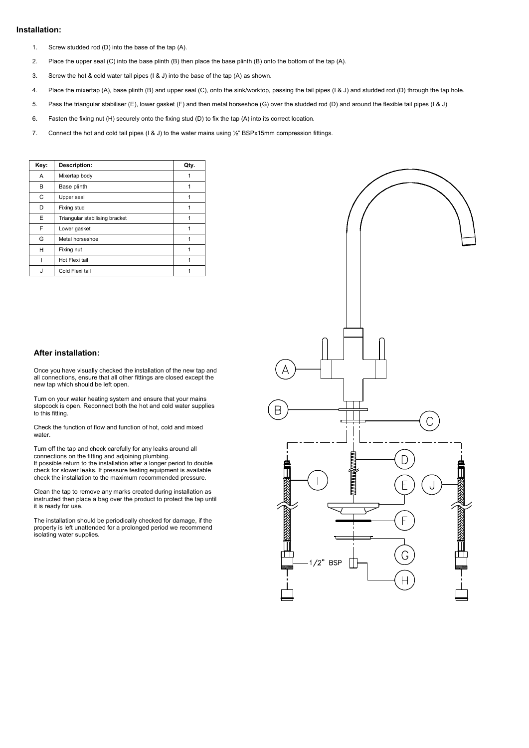## Installation:

1. Screw studded rod (D) into the base of the tap (A).
2. Place the upper seal (C) into the base plinth (B) then place the base plinth (B) onto the bottom of the tap (A).
3. Screw the hot & cold water tail pipes (I & J) into the base of the tap (A) as shown.
4. Place the mixertap (A), base plinth (B) and upper seal (C), onto the sink/worktop, passing the tail pipes (I & J) and studded rod (D) through the tap hole.
5. Pass the triangular stabiliser (E), lower gasket (F) and then metal horseshoe (G) over the studded rod (D) and around the flexible tail pipes (I & J)
6. Fasten the fixing nut (H) securely onto the fixing stud (D) to fix the tap (A) into its correct location.
7. Connect the hot and cold tail pipes (I & J) to the water mains using ½" BSPx15mm compression fittings.

| Key: | Description: | Qty. |
|---|---|---|
| A | Mixertap body | 1 |
| B | Base plinth | 1 |
| C | Upper seal | 1 |
| D | Fixing stud | 1 |
| E | Triangular stabilising bracket | 1 |
| F | Lower gasket | 1 |
| G | Metal horseshoe | 1 |
| H | Fixing nut | 1 |
| I | Hot Flexi tail | 1 |
| J | Cold Flexi tail | 1 |

A
B
C
D
I
E
J
F
G
1/2" BSP
H

### After installation:

Once you have visually checked the installation of the new tap and all connections, ensure that all other fittings are closed except the new tap which should be left open.

Turn on your water heating system and ensure that your mains stopcock is open. Reconnect both the hot and cold water supplies to this fitting.

Check the function of flow and function of hot, cold and mixed water.

Turn off the tap and check carefully for any leaks around all connections on the fitting and adjoining plumbing.
If possible return to the installation after a longer period to double check for slower leaks. If pressure testing equipment is available check the installation to the maximum recommended pressure.

Clean the tap to remove any marks created during installation as instructed then place a bag over the product to protect the tap until it is ready for use.

The installation should be periodically checked for damage, if the property is left unattended for a prolonged period we recommend isolating water supplies.